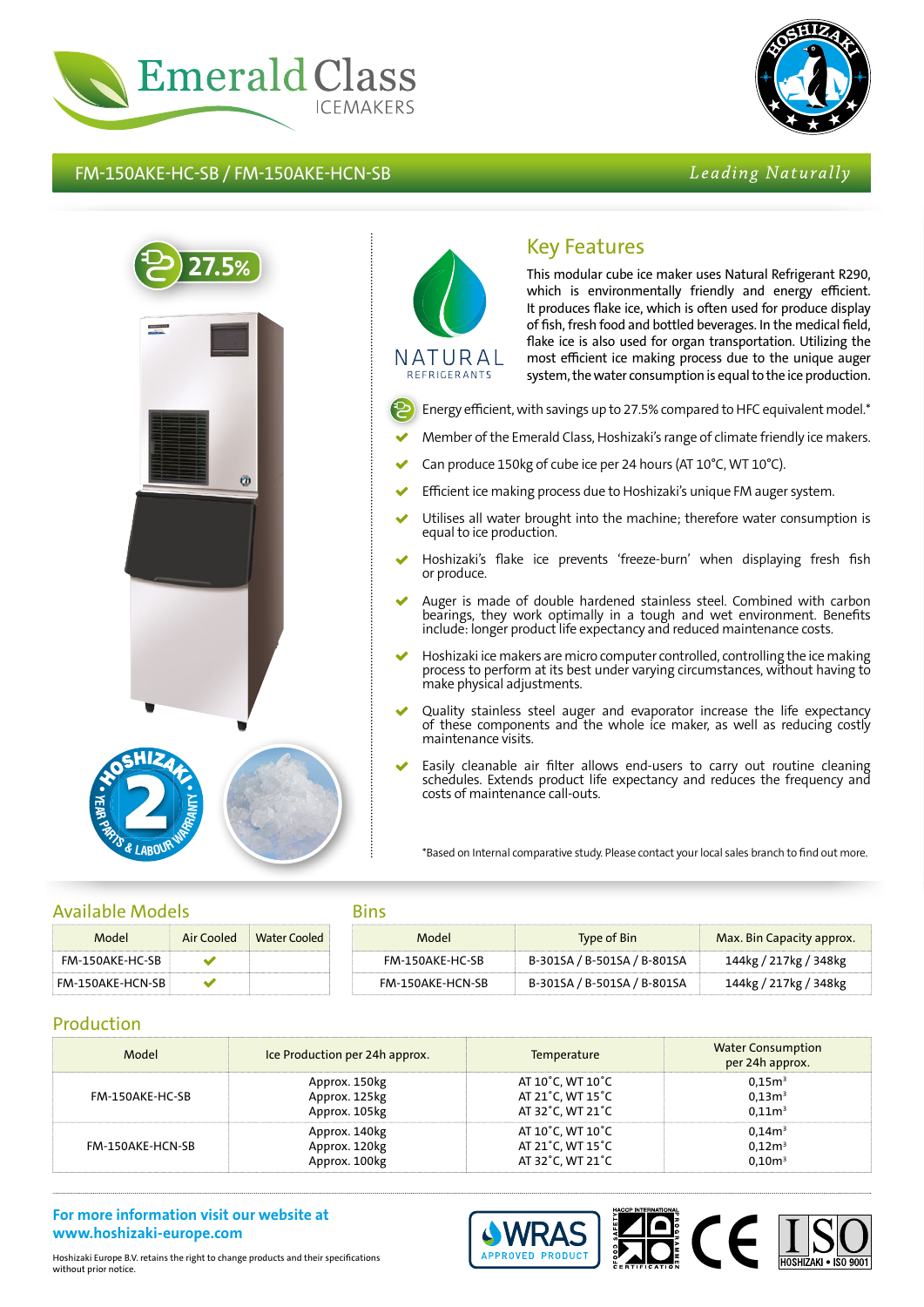# Emerald Class ICEMAKERS

## FM-150AKE-HC-SB / FM-150AKE-HCN-SB

*Leading Naturally*

27.5%

NATURAL REFRIGERANTS

## Key Features

This modular cube ice maker uses Natural Refrigerant R290, which is environmentally friendly and energy efficient. It produces flake ice, which is often used for produce display of fish, fresh food and bottled beverages. In the medical field, flake ice is also used for organ transportation. Utilizing the most efficient ice making process due to the unique auger system, the water consumption is equal to the ice production.

- Energy efficient, with savings up to 27.5% compared to HFC equivalent model.*
- Member of the Emerald Class, Hoshizaki's range of climate friendly ice makers.
- Can produce 150kg of cube ice per 24 hours (AT 10°C, WT 10°C).
- Efficient ice making process due to Hoshizaki's unique FM auger system.
- Utilises all water brought into the machine; therefore water consumption is equal to ice production.
- Hoshizaki's flake ice prevents 'freeze-burn' when displaying fresh fish or produce.
- Auger is made of double hardened stainless steel. Combined with carbon bearings, they work optimally in a tough and wet environment. Benefits include: longer product life expectancy and reduced maintenance costs.
- Hoshizaki ice makers are micro computer controlled, controlling the ice making process to perform at its best under varying circumstances, without having to make physical adjustments.
- Quality stainless steel auger and evaporator increase the life expectancy of these components and the whole ice maker, as well as reducing costly maintenance visits.
- Easily cleanable air filter allows end-users to carry out routine cleaning schedules. Extends product life expectancy and reduces the frequency and costs of maintenance call-outs.

*Based on Internal comparative study. Please contact your local sales branch to find out more.

HOSHIZAKI 2 YEAR PARTS & LABOUR WARRANTY

## Available Models

| Model | Air Cooled | Water Cooled |
|---|---|---|
| FM-150AKE-HC-SB | ✔ | |
| FM-150AKE-HCN-SB | ✔ | |

## Bins

| Model | Type of Bin | Max. Bin Capacity approx. |
|---|---|---|
| FM-150AKE-HC-SB | B-301SA / B-501SA / B-801SA | 144kg / 217kg / 348kg |
| FM-150AKE-HCN-SB | B-301SA / B-501SA / B-801SA | 144kg / 217kg / 348kg |

## Production

| Model | Ice Production per 24h approx. | Temperature | Water Consumption per 24h approx. |
|---|---|---|---|
| FM-150AKE-HC-SB | Approx. 150kg<br>Approx. 125kg<br>Approx. 105kg | AT 10˚C, WT 10˚C<br>AT 21˚C, WT 15˚C<br>AT 32˚C, WT 21˚C | 0,15m³<br>0,13m³<br>0,11m³ |
| FM-150AKE-HCN-SB | Approx. 140kg<br>Approx. 120kg<br>Approx. 100kg | AT 10˚C, WT 10˚C<br>AT 21˚C, WT 15˚C<br>AT 32˚C, WT 21˚C | 0,14m³<br>0,12m³<br>0,10m³ |

**For more information visit our website at www.hoshizaki-europe.com**

Hoshizaki Europe B.V. retains the right to change products and their specifications without prior notice.

WRAS APPROVED PRODUCT · HACCP INTERNATIONAL FOOD SAFETY PROGRAMME CERTIFICATION · CE · ISO HOSHIZAKI • ISO 9001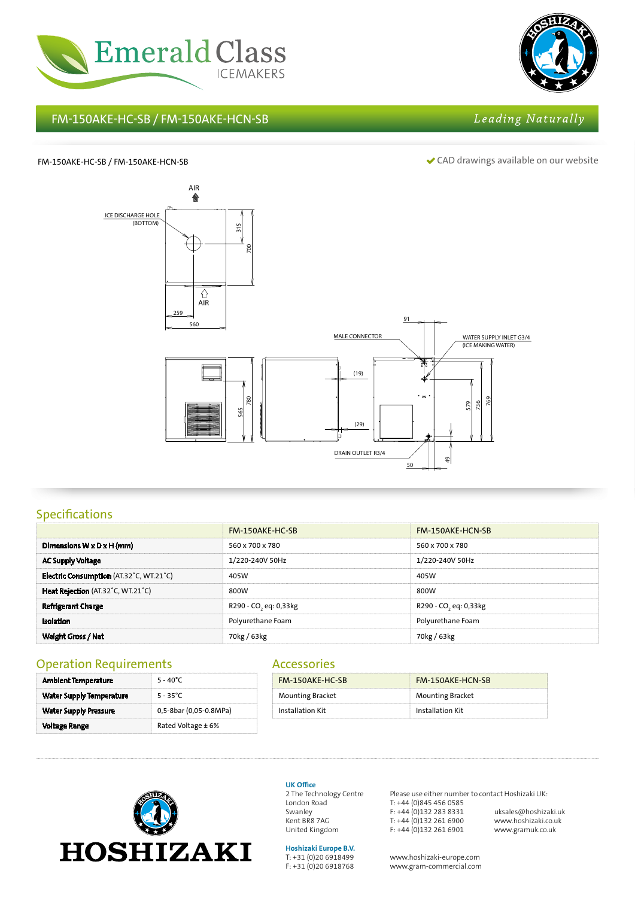# Emerald Class ICEMAKERS

## FM-150AKE-HC-SB / FM-150AKE-HCN-SB

*Leading Naturally*

FM-150AKE-HC-SB / FM-150AKE-HCN-SB

✔ CAD drawings available on our website

AIR

ICE DISCHARGE HOLE (BOTTOM)

315

700

AIR

259

560

91

MALE CONNECTOR

WATER SUPPLY INLET G3/4 (ICE MAKING WATER)

(19)

780

565

579

736

769

(29)

DRAIN OUTLET R3/4

50

49

## Specifications

| | FM-150AKE-HC-SB | FM-150AKE-HCN-SB |
|---|---|---|
| **Dimensions W x D x H (mm)** | 560 x 700 x 780 | 560 x 700 x 780 |
| **AC Supply Voltage** | 1/220-240V 50Hz | 1/220-240V 50Hz |
| **Electric Consumption** (AT.32°C, WT.21°C) | 405W | 405W |
| **Heat Rejection** (AT.32°C, WT.21°C) | 800W | 800W |
| **Refrigerant Charge** | R290 - $CO_2$ eq: 0,33kg | R290 - $CO_2$ eq: 0,33kg |
| **Isolation** | Polyurethane Foam | Polyurethane Foam |
| **Weight Gross / Net** | 70kg / 63kg | 70kg / 63kg |

## Operation Requirements

| | |
|---|---|
| **Ambient Temperature** | 5 - 40°C |
| **Water Supply Temperature** | 5 - 35°C |
| **Water Supply Pressure** | 0,5-8bar (0,05-0.8MPa) |
| **Voltage Range** | Rated Voltage ± 6% |

## Accessories

| FM-150AKE-HC-SB | FM-150AKE-HCN-SB |
|---|---|
| Mounting Bracket | Mounting Bracket |
| Installation Kit | Installation Kit |

HOSHIZAKI

**UK Office**
2 The Technology Centre
London Road
Swanley
Kent BR8 7AG
United Kingdom

Please use either number to contact Hoshizaki UK:
T: +44 (0)845 456 0585
F: +44 (0)132 283 8331
T: +44 (0)132 261 6900
F: +44 (0)132 261 6901

uksales@hoshizaki.uk
www.hoshizaki.co.uk
www.gramuk.co.uk

**Hoshizaki Europe B.V.**
T: +31 (0)20 6918499
F: +31 (0)20 6918768

www.hoshizaki-europe.com
www.gram-commercial.com